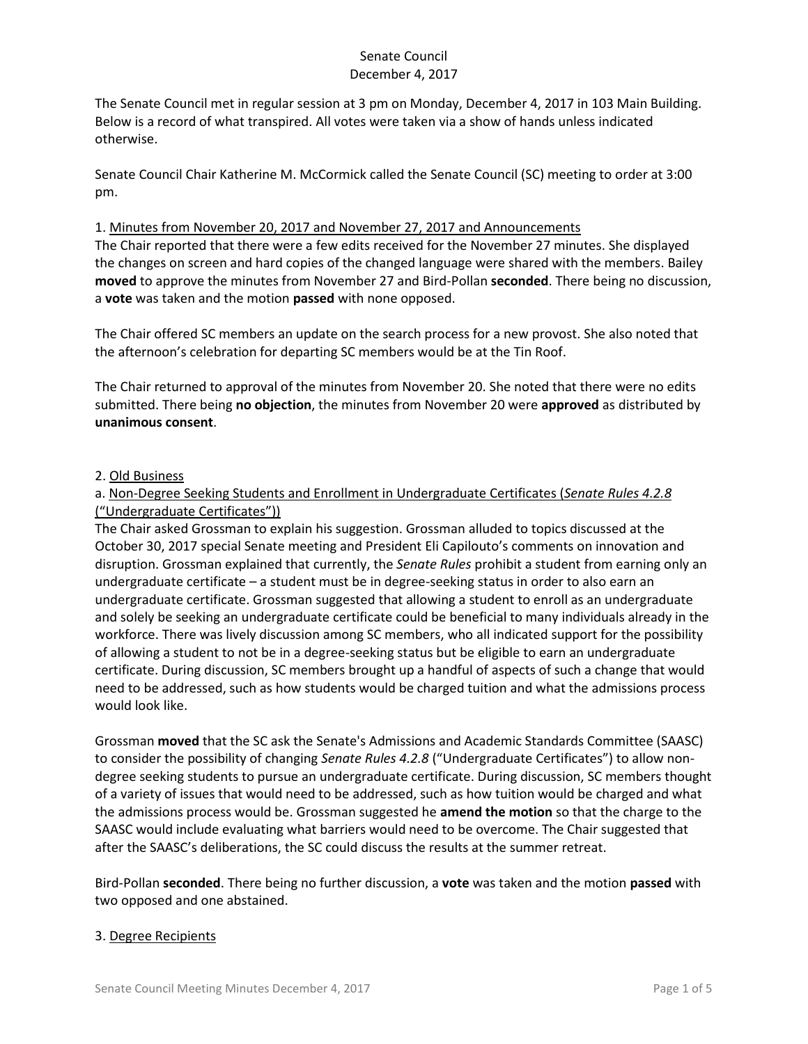Senate Council
December 4, 2017

The Senate Council met in regular session at 3 pm on Monday, December 4, 2017 in 103 Main Building. Below is a record of what transpired. All votes were taken via a show of hands unless indicated otherwise.

Senate Council Chair Katherine M. McCormick called the Senate Council (SC) meeting to order at 3:00 pm.

1. Minutes from November 20, 2017 and November 27, 2017 and Announcements

The Chair reported that there were a few edits received for the November 27 minutes. She displayed the changes on screen and hard copies of the changed language were shared with the members. Bailey **moved** to approve the minutes from November 27 and Bird-Pollan **seconded**. There being no discussion, a **vote** was taken and the motion **passed** with none opposed.

The Chair offered SC members an update on the search process for a new provost. She also noted that the afternoon's celebration for departing SC members would be at the Tin Roof.

The Chair returned to approval of the minutes from November 20. She noted that there were no edits submitted. There being **no objection**, the minutes from November 20 were **approved** as distributed by **unanimous consent**.

2. Old Business

a. Non-Degree Seeking Students and Enrollment in Undergraduate Certificates (*Senate Rules 4.2.8* ("Undergraduate Certificates"))

The Chair asked Grossman to explain his suggestion. Grossman alluded to topics discussed at the October 30, 2017 special Senate meeting and President Eli Capilouto's comments on innovation and disruption. Grossman explained that currently, the *Senate Rules* prohibit a student from earning only an undergraduate certificate – a student must be in degree-seeking status in order to also earn an undergraduate certificate. Grossman suggested that allowing a student to enroll as an undergraduate and solely be seeking an undergraduate certificate could be beneficial to many individuals already in the workforce. There was lively discussion among SC members, who all indicated support for the possibility of allowing a student to not be in a degree-seeking status but be eligible to earn an undergraduate certificate. During discussion, SC members brought up a handful of aspects of such a change that would need to be addressed, such as how students would be charged tuition and what the admissions process would look like.

Grossman **moved** that the SC ask the Senate's Admissions and Academic Standards Committee (SAASC) to consider the possibility of changing *Senate Rules 4.2.8* ("Undergraduate Certificates") to allow non-degree seeking students to pursue an undergraduate certificate. During discussion, SC members thought of a variety of issues that would need to be addressed, such as how tuition would be charged and what the admissions process would be. Grossman suggested he **amend the motion** so that the charge to the SAASC would include evaluating what barriers would need to be overcome. The Chair suggested that after the SAASC's deliberations, the SC could discuss the results at the summer retreat.

Bird-Pollan **seconded**. There being no further discussion, a **vote** was taken and the motion **passed** with two opposed and one abstained.

3. Degree Recipients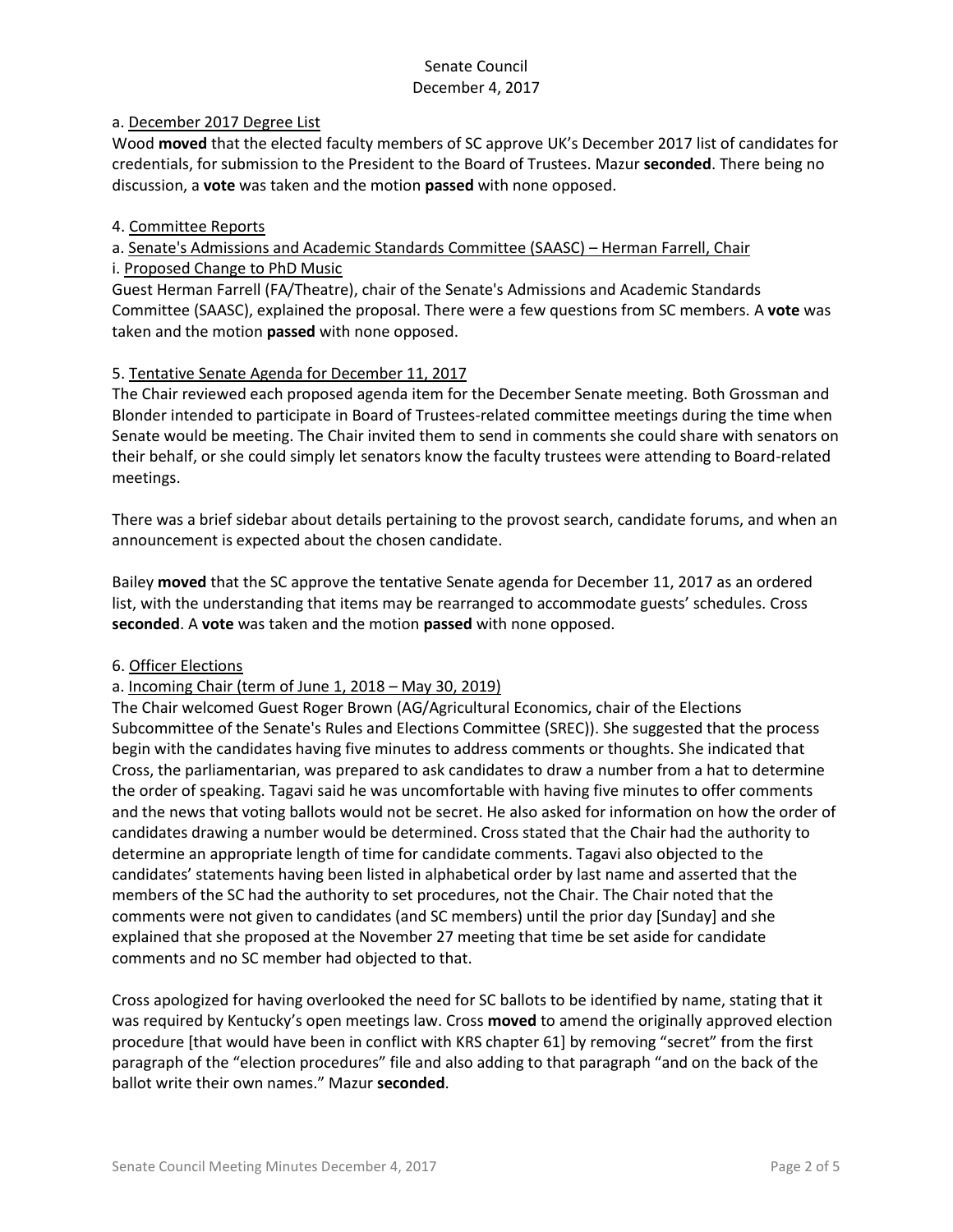a. <u>December 2017 Degree List</u>

Wood **moved** that the elected faculty members of SC approve UK's December 2017 list of candidates for credentials, for submission to the President to the Board of Trustees. Mazur **seconded**. There being no discussion, a **vote** was taken and the motion **passed** with none opposed.

4. <u>Committee Reports</u>

a. <u>Senate's Admissions and Academic Standards Committee (SAASC) – Herman Farrell, Chair</u>

i. <u>Proposed Change to PhD Music</u>

Guest Herman Farrell (FA/Theatre), chair of the Senate's Admissions and Academic Standards Committee (SAASC), explained the proposal. There were a few questions from SC members. A **vote** was taken and the motion **passed** with none opposed.

5. <u>Tentative Senate Agenda for December 11, 2017</u>

The Chair reviewed each proposed agenda item for the December Senate meeting. Both Grossman and Blonder intended to participate in Board of Trustees-related committee meetings during the time when Senate would be meeting. The Chair invited them to send in comments she could share with senators on their behalf, or she could simply let senators know the faculty trustees were attending to Board-related meetings.

There was a brief sidebar about details pertaining to the provost search, candidate forums, and when an announcement is expected about the chosen candidate.

Bailey **moved** that the SC approve the tentative Senate agenda for December 11, 2017 as an ordered list, with the understanding that items may be rearranged to accommodate guests' schedules. Cross **seconded**. A **vote** was taken and the motion **passed** with none opposed.

6. <u>Officer Elections</u>

a. <u>Incoming Chair (term of June 1, 2018 – May 30, 2019)</u>

The Chair welcomed Guest Roger Brown (AG/Agricultural Economics, chair of the Elections Subcommittee of the Senate's Rules and Elections Committee (SREC)). She suggested that the process begin with the candidates having five minutes to address comments or thoughts. She indicated that Cross, the parliamentarian, was prepared to ask candidates to draw a number from a hat to determine the order of speaking. Tagavi said he was uncomfortable with having five minutes to offer comments and the news that voting ballots would not be secret. He also asked for information on how the order of candidates drawing a number would be determined. Cross stated that the Chair had the authority to determine an appropriate length of time for candidate comments. Tagavi also objected to the candidates' statements having been listed in alphabetical order by last name and asserted that the members of the SC had the authority to set procedures, not the Chair. The Chair noted that the comments were not given to candidates (and SC members) until the prior day [Sunday] and she explained that she proposed at the November 27 meeting that time be set aside for candidate comments and no SC member had objected to that.

Cross apologized for having overlooked the need for SC ballots to be identified by name, stating that it was required by Kentucky's open meetings law. Cross **moved** to amend the originally approved election procedure [that would have been in conflict with KRS chapter 61] by removing "secret" from the first paragraph of the "election procedures" file and also adding to that paragraph "and on the back of the ballot write their own names." Mazur **seconded**.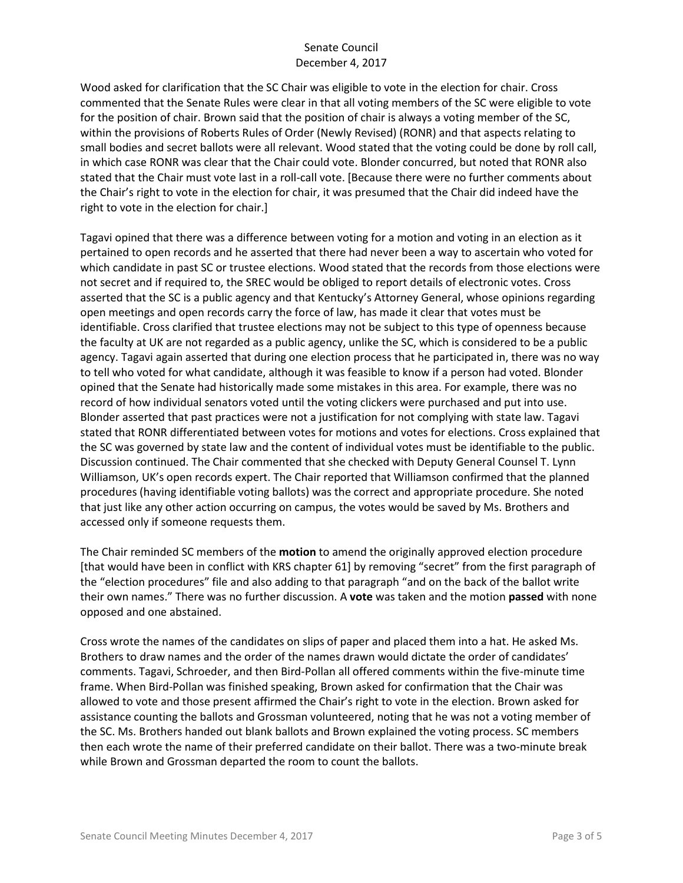Wood asked for clarification that the SC Chair was eligible to vote in the election for chair. Cross commented that the Senate Rules were clear in that all voting members of the SC were eligible to vote for the position of chair. Brown said that the position of chair is always a voting member of the SC, within the provisions of Roberts Rules of Order (Newly Revised) (RONR) and that aspects relating to small bodies and secret ballots were all relevant. Wood stated that the voting could be done by roll call, in which case RONR was clear that the Chair could vote. Blonder concurred, but noted that RONR also stated that the Chair must vote last in a roll-call vote. [Because there were no further comments about the Chair's right to vote in the election for chair, it was presumed that the Chair did indeed have the right to vote in the election for chair.]

Tagavi opined that there was a difference between voting for a motion and voting in an election as it pertained to open records and he asserted that there had never been a way to ascertain who voted for which candidate in past SC or trustee elections. Wood stated that the records from those elections were not secret and if required to, the SREC would be obliged to report details of electronic votes. Cross asserted that the SC is a public agency and that Kentucky's Attorney General, whose opinions regarding open meetings and open records carry the force of law, has made it clear that votes must be identifiable. Cross clarified that trustee elections may not be subject to this type of openness because the faculty at UK are not regarded as a public agency, unlike the SC, which is considered to be a public agency. Tagavi again asserted that during one election process that he participated in, there was no way to tell who voted for what candidate, although it was feasible to know if a person had voted. Blonder opined that the Senate had historically made some mistakes in this area. For example, there was no record of how individual senators voted until the voting clickers were purchased and put into use. Blonder asserted that past practices were not a justification for not complying with state law. Tagavi stated that RONR differentiated between votes for motions and votes for elections. Cross explained that the SC was governed by state law and the content of individual votes must be identifiable to the public. Discussion continued. The Chair commented that she checked with Deputy General Counsel T. Lynn Williamson, UK's open records expert. The Chair reported that Williamson confirmed that the planned procedures (having identifiable voting ballots) was the correct and appropriate procedure. She noted that just like any other action occurring on campus, the votes would be saved by Ms. Brothers and accessed only if someone requests them.

The Chair reminded SC members of the **motion** to amend the originally approved election procedure [that would have been in conflict with KRS chapter 61] by removing "secret" from the first paragraph of the "election procedures" file and also adding to that paragraph "and on the back of the ballot write their own names." There was no further discussion. A **vote** was taken and the motion **passed** with none opposed and one abstained.

Cross wrote the names of the candidates on slips of paper and placed them into a hat. He asked Ms. Brothers to draw names and the order of the names drawn would dictate the order of candidates' comments. Tagavi, Schroeder, and then Bird-Pollan all offered comments within the five-minute time frame. When Bird-Pollan was finished speaking, Brown asked for confirmation that the Chair was allowed to vote and those present affirmed the Chair's right to vote in the election. Brown asked for assistance counting the ballots and Grossman volunteered, noting that he was not a voting member of the SC. Ms. Brothers handed out blank ballots and Brown explained the voting process. SC members then each wrote the name of their preferred candidate on their ballot. There was a two-minute break while Brown and Grossman departed the room to count the ballots.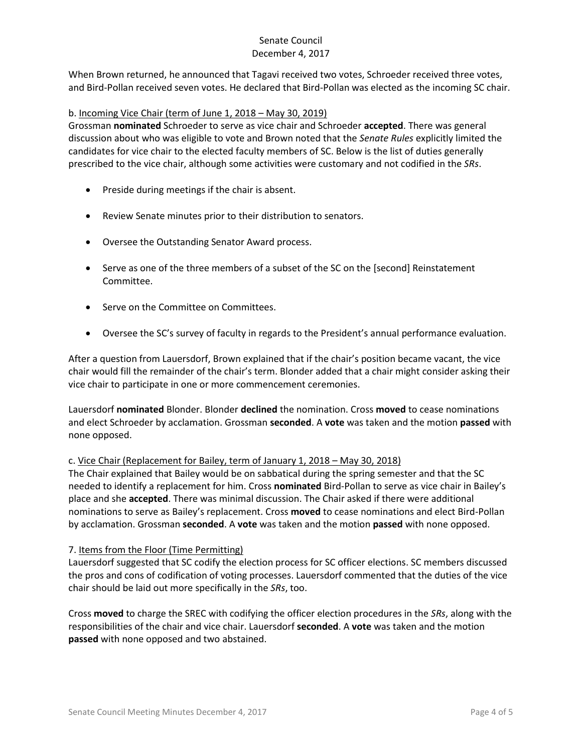When Brown returned, he announced that Tagavi received two votes, Schroeder received three votes, and Bird-Pollan received seven votes. He declared that Bird-Pollan was elected as the incoming SC chair.

b. <u>Incoming Vice Chair (term of June 1, 2018 – May 30, 2019)</u>

Grossman **nominated** Schroeder to serve as vice chair and Schroeder **accepted**. There was general discussion about who was eligible to vote and Brown noted that the *Senate Rules* explicitly limited the candidates for vice chair to the elected faculty members of SC. Below is the list of duties generally prescribed to the vice chair, although some activities were customary and not codified in the *SRs*.

- Preside during meetings if the chair is absent.
- Review Senate minutes prior to their distribution to senators.
- Oversee the Outstanding Senator Award process.
- Serve as one of the three members of a subset of the SC on the [second] Reinstatement Committee.
- Serve on the Committee on Committees.
- Oversee the SC's survey of faculty in regards to the President's annual performance evaluation.

After a question from Lauersdorf, Brown explained that if the chair's position became vacant, the vice chair would fill the remainder of the chair's term. Blonder added that a chair might consider asking their vice chair to participate in one or more commencement ceremonies.

Lauersdorf **nominated** Blonder. Blonder **declined** the nomination. Cross **moved** to cease nominations and elect Schroeder by acclamation. Grossman **seconded**. A **vote** was taken and the motion **passed** with none opposed.

c. <u>Vice Chair (Replacement for Bailey, term of January 1, 2018 – May 30, 2018)</u>

The Chair explained that Bailey would be on sabbatical during the spring semester and that the SC needed to identify a replacement for him. Cross **nominated** Bird-Pollan to serve as vice chair in Bailey's place and she **accepted**. There was minimal discussion. The Chair asked if there were additional nominations to serve as Bailey's replacement. Cross **moved** to cease nominations and elect Bird-Pollan by acclamation. Grossman **seconded**. A **vote** was taken and the motion **passed** with none opposed.

7. <u>Items from the Floor (Time Permitting)</u>

Lauersdorf suggested that SC codify the election process for SC officer elections. SC members discussed the pros and cons of codification of voting processes. Lauersdorf commented that the duties of the vice chair should be laid out more specifically in the *SRs*, too.

Cross **moved** to charge the SREC with codifying the officer election procedures in the *SRs*, along with the responsibilities of the chair and vice chair. Lauersdorf **seconded**. A **vote** was taken and the motion **passed** with none opposed and two abstained.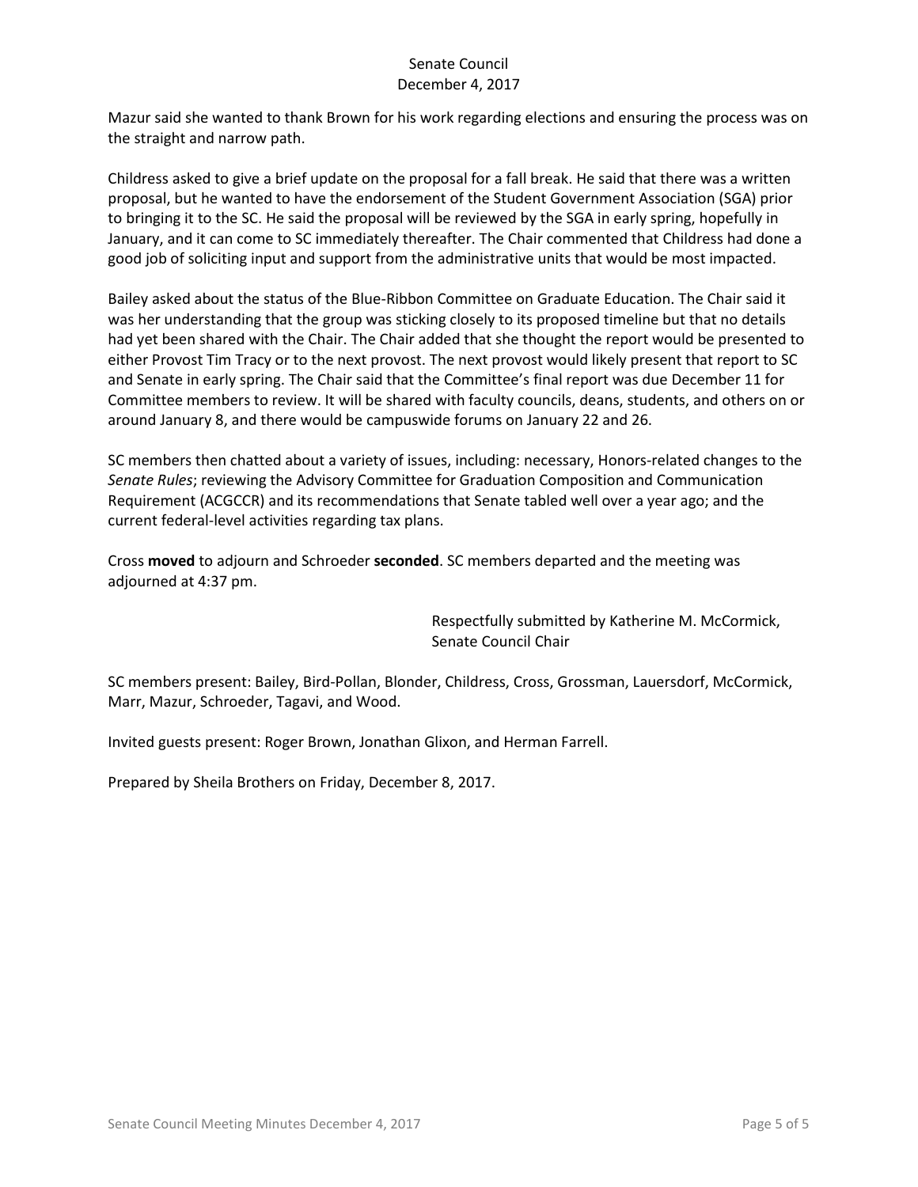Mazur said she wanted to thank Brown for his work regarding elections and ensuring the process was on the straight and narrow path.

Childress asked to give a brief update on the proposal for a fall break. He said that there was a written proposal, but he wanted to have the endorsement of the Student Government Association (SGA) prior to bringing it to the SC. He said the proposal will be reviewed by the SGA in early spring, hopefully in January, and it can come to SC immediately thereafter. The Chair commented that Childress had done a good job of soliciting input and support from the administrative units that would be most impacted.

Bailey asked about the status of the Blue-Ribbon Committee on Graduate Education. The Chair said it was her understanding that the group was sticking closely to its proposed timeline but that no details had yet been shared with the Chair. The Chair added that she thought the report would be presented to either Provost Tim Tracy or to the next provost. The next provost would likely present that report to SC and Senate in early spring. The Chair said that the Committee's final report was due December 11 for Committee members to review. It will be shared with faculty councils, deans, students, and others on or around January 8, and there would be campuswide forums on January 22 and 26.

SC members then chatted about a variety of issues, including: necessary, Honors-related changes to the *Senate Rules*; reviewing the Advisory Committee for Graduation Composition and Communication Requirement (ACGCCR) and its recommendations that Senate tabled well over a year ago; and the current federal-level activities regarding tax plans.

Cross **moved** to adjourn and Schroeder **seconded**. SC members departed and the meeting was adjourned at 4:37 pm.

Respectfully submitted by Katherine M. McCormick,
Senate Council Chair

SC members present: Bailey, Bird-Pollan, Blonder, Childress, Cross, Grossman, Lauersdorf, McCormick, Marr, Mazur, Schroeder, Tagavi, and Wood.

Invited guests present: Roger Brown, Jonathan Glixon, and Herman Farrell.

Prepared by Sheila Brothers on Friday, December 8, 2017.